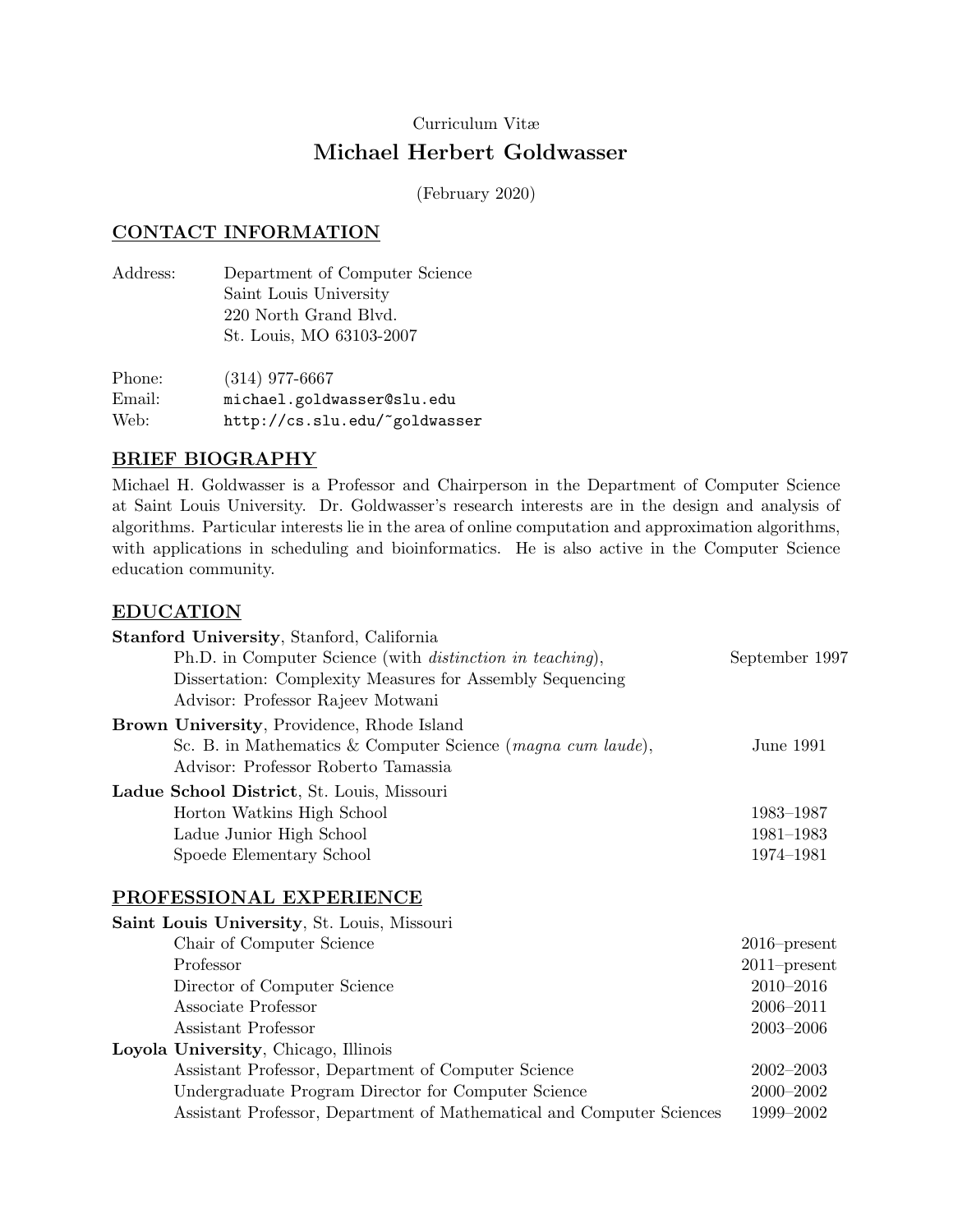Curriculum Vitæ

# Michael Herbert Goldwasser

(February 2020)

## CONTACT INFORMATION

Address: Department of Computer Science
Saint Louis University
220 North Grand Blvd.
St. Louis, MO 63103-2007

Phone: (314) 977-6667
Email: `michael.goldwasser@slu.edu`
Web: `http://cs.slu.edu/~goldwasser`

## BRIEF BIOGRAPHY

Michael H. Goldwasser is a Professor and Chairperson in the Department of Computer Science at Saint Louis University. Dr. Goldwasser's research interests are in the design and analysis of algorithms. Particular interests lie in the area of online computation and approximation algorithms, with applications in scheduling and bioinformatics. He is also active in the Computer Science education community.

## EDUCATION

**Stanford University**, Stanford, California
- Ph.D. in Computer Science (with *distinction in teaching*), — September 1997
  Dissertation: Complexity Measures for Assembly Sequencing
  Advisor: Professor Rajeev Motwani

**Brown University**, Providence, Rhode Island
- Sc. B. in Mathematics & Computer Science (*magna cum laude*), — June 1991
  Advisor: Professor Roberto Tamassia

**Ladue School District**, St. Louis, Missouri
- Horton Watkins High School — 1983–1987
- Ladue Junior High School — 1981–1983
- Spoede Elementary School — 1974–1981

## PROFESSIONAL EXPERIENCE

**Saint Louis University**, St. Louis, Missouri
- Chair of Computer Science — 2016–present
- Professor — 2011–present
- Director of Computer Science — 2010–2016
- Associate Professor — 2006–2011
- Assistant Professor — 2003–2006

**Loyola University**, Chicago, Illinois
- Assistant Professor, Department of Computer Science — 2002–2003
- Undergraduate Program Director for Computer Science — 2000–2002
- Assistant Professor, Department of Mathematical and Computer Sciences — 1999–2002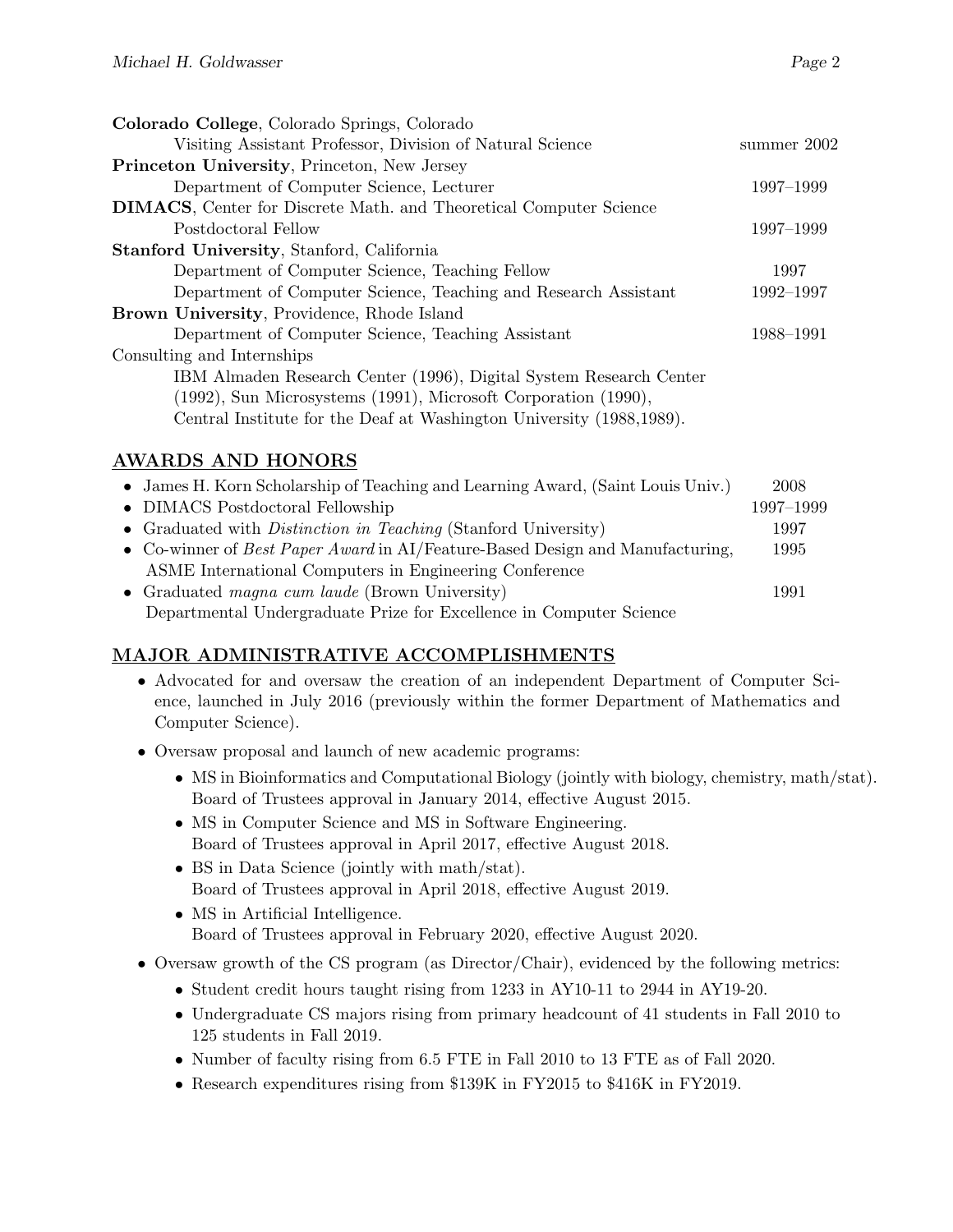**Colorado College**, Colorado Springs, Colorado

Visiting Assistant Professor, Division of Natural Science — summer 2002

**Princeton University**, Princeton, New Jersey

Department of Computer Science, Lecturer — 1997–1999

**DIMACS**, Center for Discrete Math. and Theoretical Computer Science

Postdoctoral Fellow — 1997–1999

**Stanford University**, Stanford, California

Department of Computer Science, Teaching Fellow — 1997

Department of Computer Science, Teaching and Research Assistant — 1992–1997

**Brown University**, Providence, Rhode Island

Department of Computer Science, Teaching Assistant — 1988–1991

Consulting and Internships

IBM Almaden Research Center (1996), Digital System Research Center (1992), Sun Microsystems (1991), Microsoft Corporation (1990), Central Institute for the Deaf at Washington University (1988,1989).

## AWARDS AND HONORS

- James H. Korn Scholarship of Teaching and Learning Award, (Saint Louis Univ.) — 2008
- DIMACS Postdoctoral Fellowship — 1997–1999
- Graduated with *Distinction in Teaching* (Stanford University) — 1997
- Co-winner of *Best Paper Award* in AI/Feature-Based Design and Manufacturing, ASME International Computers in Engineering Conference — 1995
- Graduated *magna cum laude* (Brown University) — 1991
  Departmental Undergraduate Prize for Excellence in Computer Science

## MAJOR ADMINISTRATIVE ACCOMPLISHMENTS

- Advocated for and oversaw the creation of an independent Department of Computer Science, launched in July 2016 (previously within the former Department of Mathematics and Computer Science).
- Oversaw proposal and launch of new academic programs:
  - MS in Bioinformatics and Computational Biology (jointly with biology, chemistry, math/stat). Board of Trustees approval in January 2014, effective August 2015.
  - MS in Computer Science and MS in Software Engineering. Board of Trustees approval in April 2017, effective August 2018.
  - BS in Data Science (jointly with math/stat). Board of Trustees approval in April 2018, effective August 2019.
  - MS in Artificial Intelligence. Board of Trustees approval in February 2020, effective August 2020.
- Oversaw growth of the CS program (as Director/Chair), evidenced by the following metrics:
  - Student credit hours taught rising from 1233 in AY10-11 to 2944 in AY19-20.
  - Undergraduate CS majors rising from primary headcount of 41 students in Fall 2010 to 125 students in Fall 2019.
  - Number of faculty rising from 6.5 FTE in Fall 2010 to 13 FTE as of Fall 2020.
  - Research expenditures rising from $139K in FY2015 to $416K in FY2019.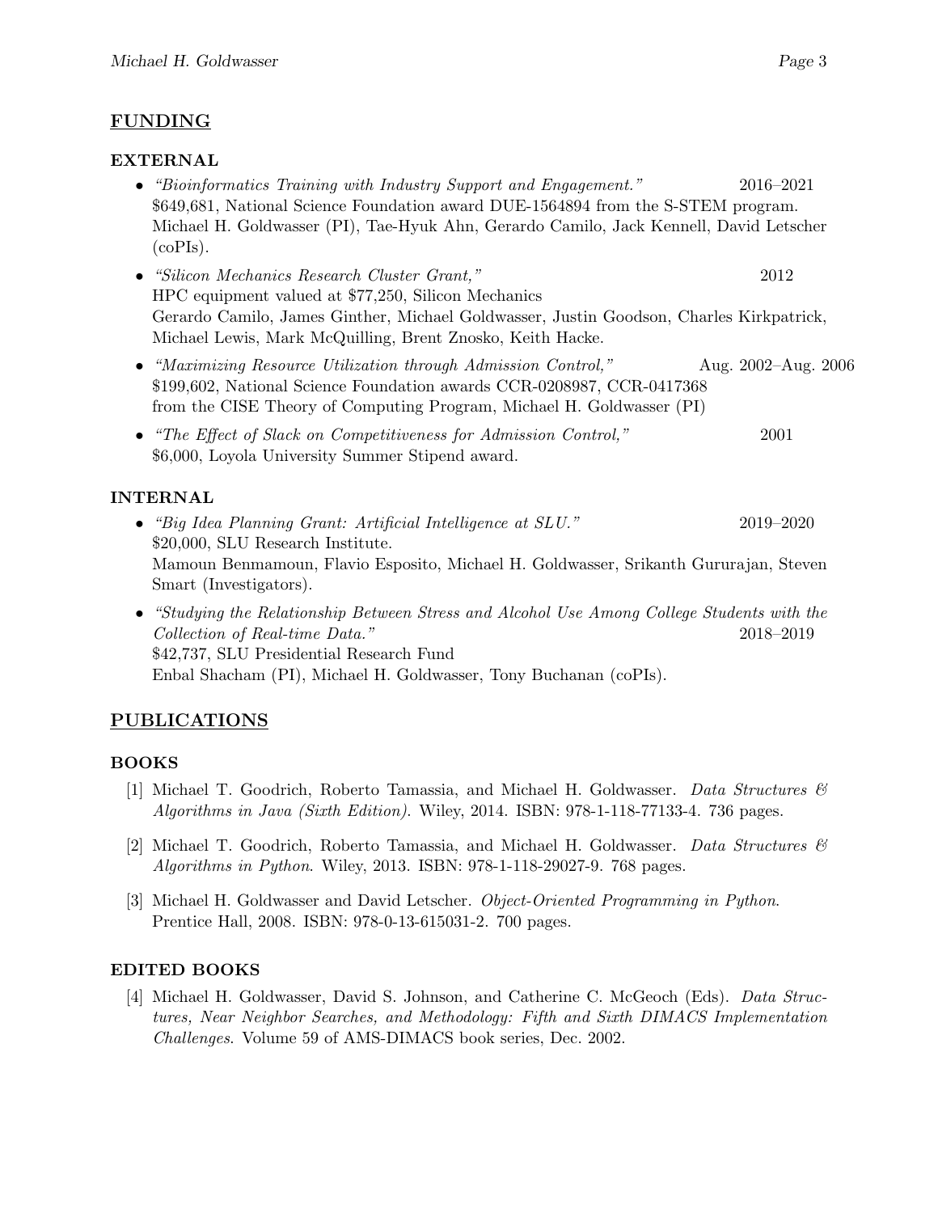## FUNDING

### EXTERNAL

- *"Bioinformatics Training with Industry Support and Engagement."* 2016–2021
  $649,681, National Science Foundation award DUE-1564894 from the S-STEM program.
  Michael H. Goldwasser (PI), Tae-Hyuk Ahn, Gerardo Camilo, Jack Kennell, David Letscher (coPIs).

- *"Silicon Mechanics Research Cluster Grant,"* 2012
  HPC equipment valued at $77,250, Silicon Mechanics
  Gerardo Camilo, James Ginther, Michael Goldwasser, Justin Goodson, Charles Kirkpatrick, Michael Lewis, Mark McQuilling, Brent Znosko, Keith Hacke.

- *"Maximizing Resource Utilization through Admission Control,"* Aug. 2002–Aug. 2006
  $199,602, National Science Foundation awards CCR-0208987, CCR-0417368 from the CISE Theory of Computing Program, Michael H. Goldwasser (PI)

- *"The Effect of Slack on Competitiveness for Admission Control,"* 2001
  $6,000, Loyola University Summer Stipend award.

### INTERNAL

- *"Big Idea Planning Grant: Artificial Intelligence at SLU."* 2019–2020
  $20,000, SLU Research Institute.
  Mamoun Benmamoun, Flavio Esposito, Michael H. Goldwasser, Srikanth Gururajan, Steven Smart (Investigators).

- *"Studying the Relationship Between Stress and Alcohol Use Among College Students with the Collection of Real-time Data."* 2018–2019
  $42,737, SLU Presidential Research Fund
  Enbal Shacham (PI), Michael H. Goldwasser, Tony Buchanan (coPIs).

## PUBLICATIONS

### BOOKS

[1] Michael T. Goodrich, Roberto Tamassia, and Michael H. Goldwasser. *Data Structures & Algorithms in Java (Sixth Edition)*. Wiley, 2014. ISBN: 978-1-118-77133-4. 736 pages.

[2] Michael T. Goodrich, Roberto Tamassia, and Michael H. Goldwasser. *Data Structures & Algorithms in Python*. Wiley, 2013. ISBN: 978-1-118-29027-9. 768 pages.

[3] Michael H. Goldwasser and David Letscher. *Object-Oriented Programming in Python*. Prentice Hall, 2008. ISBN: 978-0-13-615031-2. 700 pages.

### EDITED BOOKS

[4] Michael H. Goldwasser, David S. Johnson, and Catherine C. McGeoch (Eds). *Data Structures, Near Neighbor Searches, and Methodology: Fifth and Sixth DIMACS Implementation Challenges*. Volume 59 of AMS-DIMACS book series, Dec. 2002.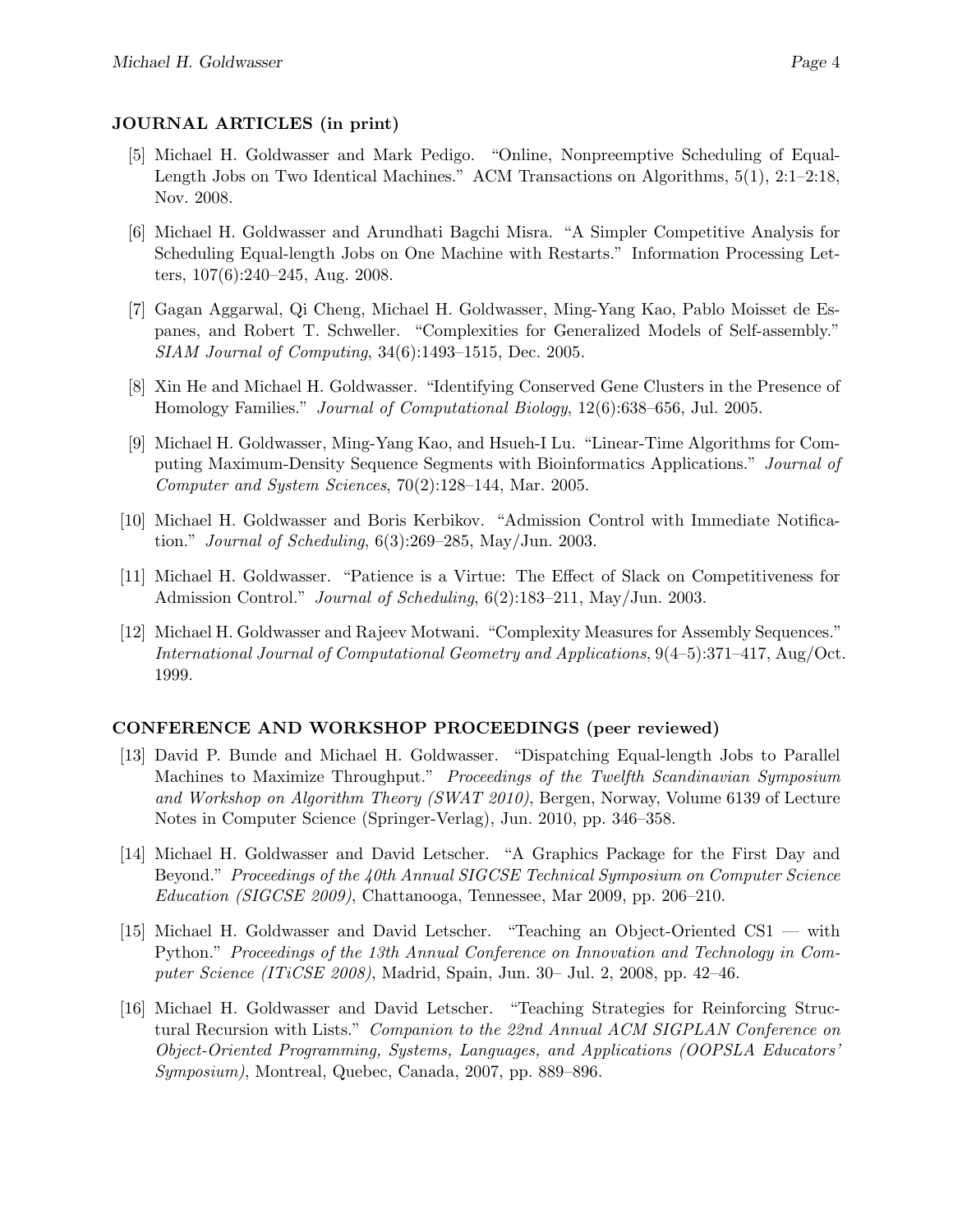### JOURNAL ARTICLES (in print)

[5] Michael H. Goldwasser and Mark Pedigo. "Online, Nonpreemptive Scheduling of Equal-Length Jobs on Two Identical Machines." ACM Transactions on Algorithms, 5(1), 2:1–2:18, Nov. 2008.

[6] Michael H. Goldwasser and Arundhati Bagchi Misra. "A Simpler Competitive Analysis for Scheduling Equal-length Jobs on One Machine with Restarts." Information Processing Letters, 107(6):240–245, Aug. 2008.

[7] Gagan Aggarwal, Qi Cheng, Michael H. Goldwasser, Ming-Yang Kao, Pablo Moisset de Espanes, and Robert T. Schweller. "Complexities for Generalized Models of Self-assembly." *SIAM Journal of Computing*, 34(6):1493–1515, Dec. 2005.

[8] Xin He and Michael H. Goldwasser. "Identifying Conserved Gene Clusters in the Presence of Homology Families." *Journal of Computational Biology*, 12(6):638–656, Jul. 2005.

[9] Michael H. Goldwasser, Ming-Yang Kao, and Hsueh-I Lu. "Linear-Time Algorithms for Computing Maximum-Density Sequence Segments with Bioinformatics Applications." *Journal of Computer and System Sciences*, 70(2):128–144, Mar. 2005.

[10] Michael H. Goldwasser and Boris Kerbikov. "Admission Control with Immediate Notification." *Journal of Scheduling*, 6(3):269–285, May/Jun. 2003.

[11] Michael H. Goldwasser. "Patience is a Virtue: The Effect of Slack on Competitiveness for Admission Control." *Journal of Scheduling*, 6(2):183–211, May/Jun. 2003.

[12] Michael H. Goldwasser and Rajeev Motwani. "Complexity Measures for Assembly Sequences." *International Journal of Computational Geometry and Applications*, 9(4–5):371–417, Aug/Oct. 1999.

### CONFERENCE AND WORKSHOP PROCEEDINGS (peer reviewed)

[13] David P. Bunde and Michael H. Goldwasser. "Dispatching Equal-length Jobs to Parallel Machines to Maximize Throughput." *Proceedings of the Twelfth Scandinavian Symposium and Workshop on Algorithm Theory (SWAT 2010)*, Bergen, Norway, Volume 6139 of Lecture Notes in Computer Science (Springer-Verlag), Jun. 2010, pp. 346–358.

[14] Michael H. Goldwasser and David Letscher. "A Graphics Package for the First Day and Beyond." *Proceedings of the 40th Annual SIGCSE Technical Symposium on Computer Science Education (SIGCSE 2009)*, Chattanooga, Tennessee, Mar 2009, pp. 206–210.

[15] Michael H. Goldwasser and David Letscher. "Teaching an Object-Oriented CS1 — with Python." *Proceedings of the 13th Annual Conference on Innovation and Technology in Computer Science (ITiCSE 2008)*, Madrid, Spain, Jun. 30– Jul. 2, 2008, pp. 42–46.

[16] Michael H. Goldwasser and David Letscher. "Teaching Strategies for Reinforcing Structural Recursion with Lists." *Companion to the 22nd Annual ACM SIGPLAN Conference on Object-Oriented Programming, Systems, Languages, and Applications (OOPSLA Educators' Symposium)*, Montreal, Quebec, Canada, 2007, pp. 889–896.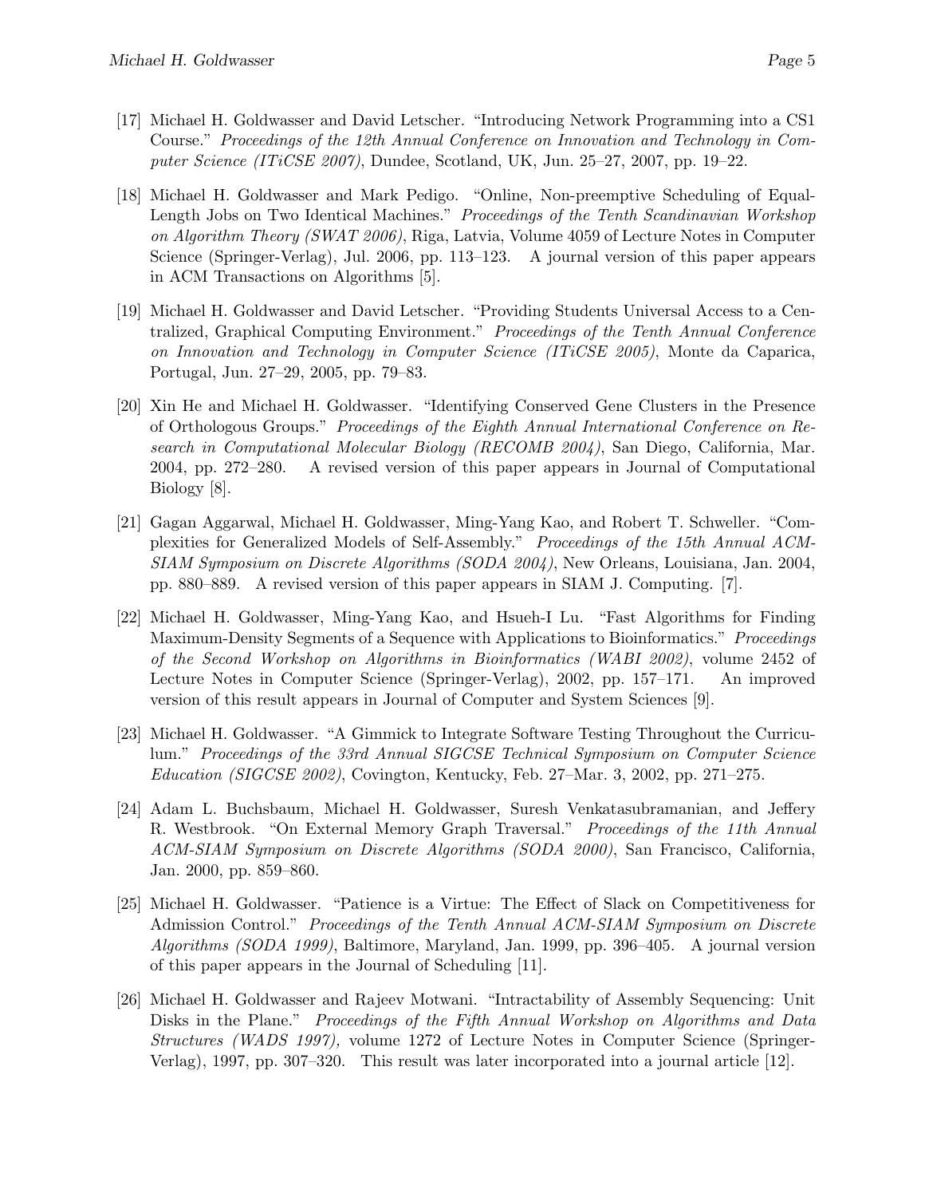[17] Michael H. Goldwasser and David Letscher. "Introducing Network Programming into a CS1 Course." *Proceedings of the 12th Annual Conference on Innovation and Technology in Computer Science (ITiCSE 2007)*, Dundee, Scotland, UK, Jun. 25–27, 2007, pp. 19–22.

[18] Michael H. Goldwasser and Mark Pedigo. "Online, Non-preemptive Scheduling of Equal-Length Jobs on Two Identical Machines." *Proceedings of the Tenth Scandinavian Workshop on Algorithm Theory (SWAT 2006)*, Riga, Latvia, Volume 4059 of Lecture Notes in Computer Science (Springer-Verlag), Jul. 2006, pp. 113–123. A journal version of this paper appears in ACM Transactions on Algorithms [5].

[19] Michael H. Goldwasser and David Letscher. "Providing Students Universal Access to a Centralized, Graphical Computing Environment." *Proceedings of the Tenth Annual Conference on Innovation and Technology in Computer Science (ITiCSE 2005)*, Monte da Caparica, Portugal, Jun. 27–29, 2005, pp. 79–83.

[20] Xin He and Michael H. Goldwasser. "Identifying Conserved Gene Clusters in the Presence of Orthologous Groups." *Proceedings of the Eighth Annual International Conference on Research in Computational Molecular Biology (RECOMB 2004)*, San Diego, California, Mar. 2004, pp. 272–280. A revised version of this paper appears in Journal of Computational Biology [8].

[21] Gagan Aggarwal, Michael H. Goldwasser, Ming-Yang Kao, and Robert T. Schweller. "Complexities for Generalized Models of Self-Assembly." *Proceedings of the 15th Annual ACM-SIAM Symposium on Discrete Algorithms (SODA 2004)*, New Orleans, Louisiana, Jan. 2004, pp. 880–889. A revised version of this paper appears in SIAM J. Computing. [7].

[22] Michael H. Goldwasser, Ming-Yang Kao, and Hsueh-I Lu. "Fast Algorithms for Finding Maximum-Density Segments of a Sequence with Applications to Bioinformatics." *Proceedings of the Second Workshop on Algorithms in Bioinformatics (WABI 2002)*, volume 2452 of Lecture Notes in Computer Science (Springer-Verlag), 2002, pp. 157–171. An improved version of this result appears in Journal of Computer and System Sciences [9].

[23] Michael H. Goldwasser. "A Gimmick to Integrate Software Testing Throughout the Curriculum." *Proceedings of the 33rd Annual SIGCSE Technical Symposium on Computer Science Education (SIGCSE 2002)*, Covington, Kentucky, Feb. 27–Mar. 3, 2002, pp. 271–275.

[24] Adam L. Buchsbaum, Michael H. Goldwasser, Suresh Venkatasubramanian, and Jeffery R. Westbrook. "On External Memory Graph Traversal." *Proceedings of the 11th Annual ACM-SIAM Symposium on Discrete Algorithms (SODA 2000)*, San Francisco, California, Jan. 2000, pp. 859–860.

[25] Michael H. Goldwasser. "Patience is a Virtue: The Effect of Slack on Competitiveness for Admission Control." *Proceedings of the Tenth Annual ACM-SIAM Symposium on Discrete Algorithms (SODA 1999)*, Baltimore, Maryland, Jan. 1999, pp. 396–405. A journal version of this paper appears in the Journal of Scheduling [11].

[26] Michael H. Goldwasser and Rajeev Motwani. "Intractability of Assembly Sequencing: Unit Disks in the Plane." *Proceedings of the Fifth Annual Workshop on Algorithms and Data Structures (WADS 1997),* volume 1272 of Lecture Notes in Computer Science (Springer-Verlag), 1997, pp. 307–320. This result was later incorporated into a journal article [12].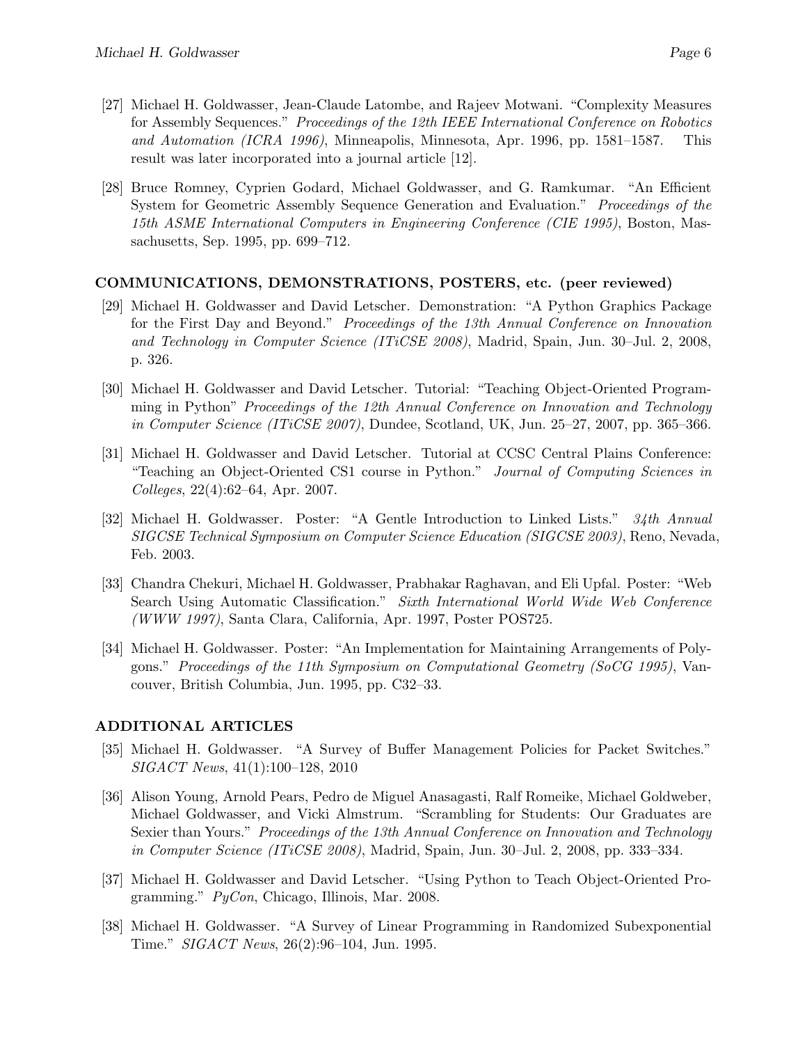[27] Michael H. Goldwasser, Jean-Claude Latombe, and Rajeev Motwani. "Complexity Measures for Assembly Sequences." *Proceedings of the 12th IEEE International Conference on Robotics and Automation (ICRA 1996)*, Minneapolis, Minnesota, Apr. 1996, pp. 1581–1587. This result was later incorporated into a journal article [12].

[28] Bruce Romney, Cyprien Godard, Michael Goldwasser, and G. Ramkumar. "An Efficient System for Geometric Assembly Sequence Generation and Evaluation." *Proceedings of the 15th ASME International Computers in Engineering Conference (CIE 1995)*, Boston, Massachusetts, Sep. 1995, pp. 699–712.

### COMMUNICATIONS, DEMONSTRATIONS, POSTERS, etc. (peer reviewed)

[29] Michael H. Goldwasser and David Letscher. Demonstration: "A Python Graphics Package for the First Day and Beyond." *Proceedings of the 13th Annual Conference on Innovation and Technology in Computer Science (ITiCSE 2008)*, Madrid, Spain, Jun. 30–Jul. 2, 2008, p. 326.

[30] Michael H. Goldwasser and David Letscher. Tutorial: "Teaching Object-Oriented Programming in Python" *Proceedings of the 12th Annual Conference on Innovation and Technology in Computer Science (ITiCSE 2007)*, Dundee, Scotland, UK, Jun. 25–27, 2007, pp. 365–366.

[31] Michael H. Goldwasser and David Letscher. Tutorial at CCSC Central Plains Conference: "Teaching an Object-Oriented CS1 course in Python." *Journal of Computing Sciences in Colleges*, 22(4):62–64, Apr. 2007.

[32] Michael H. Goldwasser. Poster: "A Gentle Introduction to Linked Lists." *34th Annual SIGCSE Technical Symposium on Computer Science Education (SIGCSE 2003)*, Reno, Nevada, Feb. 2003.

[33] Chandra Chekuri, Michael H. Goldwasser, Prabhakar Raghavan, and Eli Upfal. Poster: "Web Search Using Automatic Classification." *Sixth International World Wide Web Conference (WWW 1997)*, Santa Clara, California, Apr. 1997, Poster POS725.

[34] Michael H. Goldwasser. Poster: "An Implementation for Maintaining Arrangements of Polygons." *Proceedings of the 11th Symposium on Computational Geometry (SoCG 1995)*, Vancouver, British Columbia, Jun. 1995, pp. C32–33.

### ADDITIONAL ARTICLES

[35] Michael H. Goldwasser. "A Survey of Buffer Management Policies for Packet Switches." *SIGACT News*, 41(1):100–128, 2010

[36] Alison Young, Arnold Pears, Pedro de Miguel Anasagasti, Ralf Romeike, Michael Goldweber, Michael Goldwasser, and Vicki Almstrum. "Scrambling for Students: Our Graduates are Sexier than Yours." *Proceedings of the 13th Annual Conference on Innovation and Technology in Computer Science (ITiCSE 2008)*, Madrid, Spain, Jun. 30–Jul. 2, 2008, pp. 333–334.

[37] Michael H. Goldwasser and David Letscher. "Using Python to Teach Object-Oriented Programming." *PyCon*, Chicago, Illinois, Mar. 2008.

[38] Michael H. Goldwasser. "A Survey of Linear Programming in Randomized Subexponential Time." *SIGACT News*, 26(2):96–104, Jun. 1995.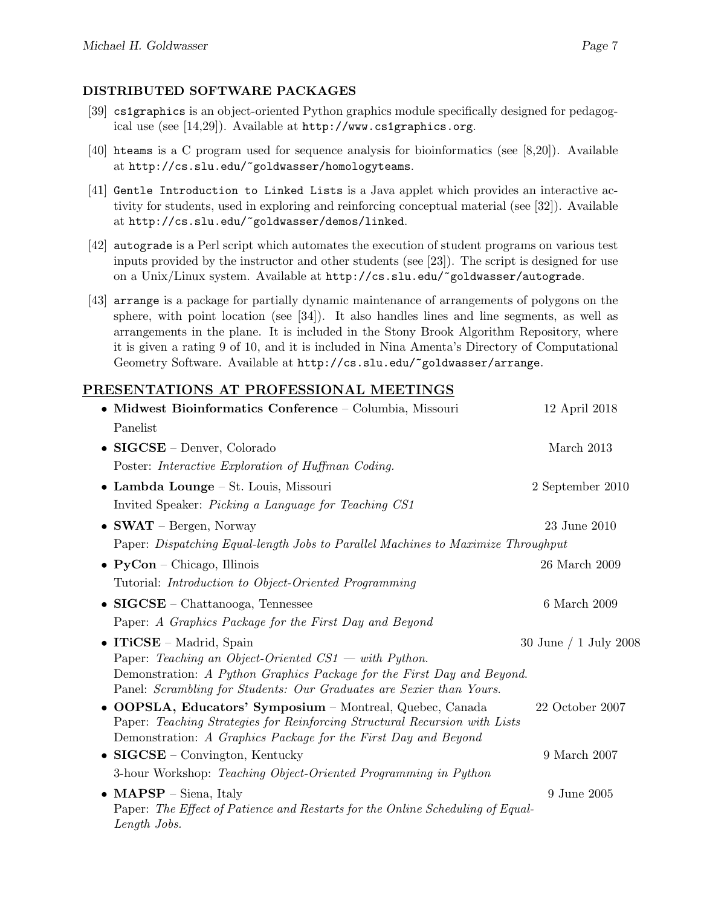### DISTRIBUTED SOFTWARE PACKAGES

[39] `cs1graphics` is an object-oriented Python graphics module specifically designed for pedagogical use (see [14,29]). Available at `http://www.cs1graphics.org`.

[40] `hteams` is a C program used for sequence analysis for bioinformatics (see [8,20]). Available at `http://cs.slu.edu/~goldwasser/homologyteams`.

[41] `Gentle Introduction to Linked Lists` is a Java applet which provides an interactive activity for students, used in exploring and reinforcing conceptual material (see [32]). Available at `http://cs.slu.edu/~goldwasser/demos/linked`.

[42] `autograde` is a Perl script which automates the execution of student programs on various test inputs provided by the instructor and other students (see [23]). The script is designed for use on a Unix/Linux system. Available at `http://cs.slu.edu/~goldwasser/autograde`.

[43] `arrange` is a package for partially dynamic maintenance of arrangements of polygons on the sphere, with point location (see [34]). It also handles lines and line segments, as well as arrangements in the plane. It is included in the Stony Brook Algorithm Repository, where it is given a rating 9 of 10, and it is included in Nina Amenta's Directory of Computational Geometry Software. Available at `http://cs.slu.edu/~goldwasser/arrange`.

## PRESENTATIONS AT PROFESSIONAL MEETINGS

- **Midwest Bioinformatics Conference** – Columbia, Missouri — 12 April 2018
  Panelist
- **SIGCSE** – Denver, Colorado — March 2013
  Poster: *Interactive Exploration of Huffman Coding.*
- **Lambda Lounge** – St. Louis, Missouri — 2 September 2010
  Invited Speaker: *Picking a Language for Teaching CS1*
- **SWAT** – Bergen, Norway — 23 June 2010
  Paper: *Dispatching Equal-length Jobs to Parallel Machines to Maximize Throughput*
- **PyCon** – Chicago, Illinois — 26 March 2009
  Tutorial: *Introduction to Object-Oriented Programming*
- **SIGCSE** – Chattanooga, Tennessee — 6 March 2009
  Paper: *A Graphics Package for the First Day and Beyond*
- **ITiCSE** – Madrid, Spain — 30 June / 1 July 2008
  Paper: *Teaching an Object-Oriented CS1 — with Python.*
  Demonstration: *A Python Graphics Package for the First Day and Beyond.*
  Panel: *Scrambling for Students: Our Graduates are Sexier than Yours.*
- **OOPSLA, Educators' Symposium** – Montreal, Quebec, Canada — 22 October 2007
  Paper: *Teaching Strategies for Reinforcing Structural Recursion with Lists*
  Demonstration: *A Graphics Package for the First Day and Beyond*
- **SIGCSE** – Convington, Kentucky — 9 March 2007
  3-hour Workshop: *Teaching Object-Oriented Programming in Python*
- **MAPSP** – Siena, Italy — 9 June 2005
  Paper: *The Effect of Patience and Restarts for the Online Scheduling of Equal-Length Jobs.*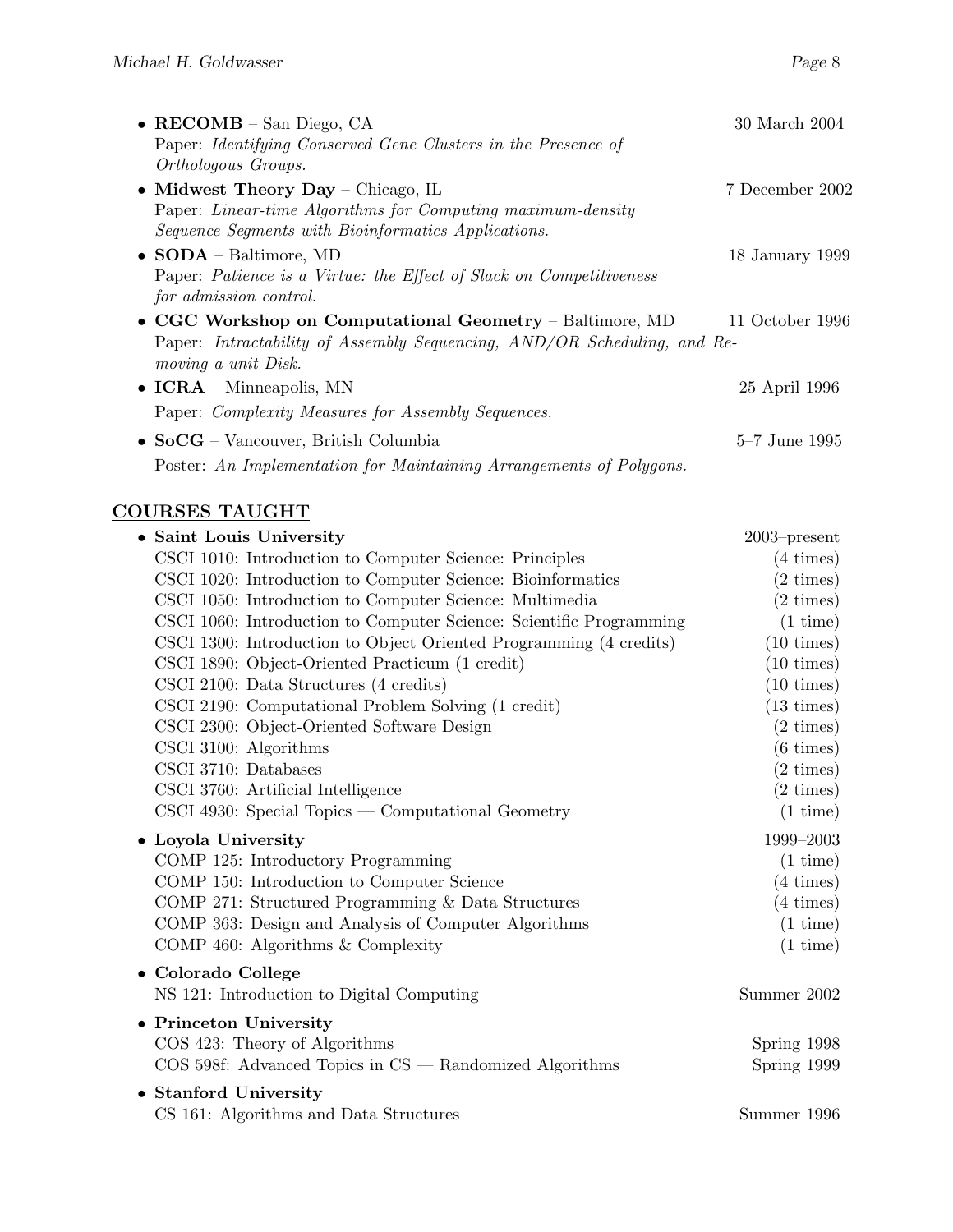- **RECOMB** – San Diego, CA — 30 March 2004
  Paper: *Identifying Conserved Gene Clusters in the Presence of Orthologous Groups.*
- **Midwest Theory Day** – Chicago, IL — 7 December 2002
  Paper: *Linear-time Algorithms for Computing maximum-density Sequence Segments with Bioinformatics Applications.*
- **SODA** – Baltimore, MD — 18 January 1999
  Paper: *Patience is a Virtue: the Effect of Slack on Competitiveness for admission control.*
- **CGC Workshop on Computational Geometry** – Baltimore, MD — 11 October 1996
  Paper: *Intractability of Assembly Sequencing, AND/OR Scheduling, and Removing a unit Disk.*
- **ICRA** – Minneapolis, MN — 25 April 1996
  Paper: *Complexity Measures for Assembly Sequences.*
- **SoCG** – Vancouver, British Columbia — 5–7 June 1995
  Poster: *An Implementation for Maintaining Arrangements of Polygons.*

## COURSES TAUGHT

- **Saint Louis University** — 2003–present
  - CSCI 1010: Introduction to Computer Science: Principles (4 times)
  - CSCI 1020: Introduction to Computer Science: Bioinformatics (2 times)
  - CSCI 1050: Introduction to Computer Science: Multimedia (2 times)
  - CSCI 1060: Introduction to Computer Science: Scientific Programming (1 time)
  - CSCI 1300: Introduction to Object Oriented Programming (4 credits) (10 times)
  - CSCI 1890: Object-Oriented Practicum (1 credit) (10 times)
  - CSCI 2100: Data Structures (4 credits) (10 times)
  - CSCI 2190: Computational Problem Solving (1 credit) (13 times)
  - CSCI 2300: Object-Oriented Software Design (2 times)
  - CSCI 3100: Algorithms (6 times)
  - CSCI 3710: Databases (2 times)
  - CSCI 3760: Artificial Intelligence (2 times)
  - CSCI 4930: Special Topics — Computational Geometry (1 time)
- **Loyola University** — 1999–2003
  - COMP 125: Introductory Programming (1 time)
  - COMP 150: Introduction to Computer Science (4 times)
  - COMP 271: Structured Programming & Data Structures (4 times)
  - COMP 363: Design and Analysis of Computer Algorithms (1 time)
  - COMP 460: Algorithms & Complexity (1 time)
- **Colorado College**
  - NS 121: Introduction to Digital Computing — Summer 2002
- **Princeton University**
  - COS 423: Theory of Algorithms — Spring 1998
  - COS 598f: Advanced Topics in CS — Randomized Algorithms — Spring 1999
- **Stanford University**
  - CS 161: Algorithms and Data Structures — Summer 1996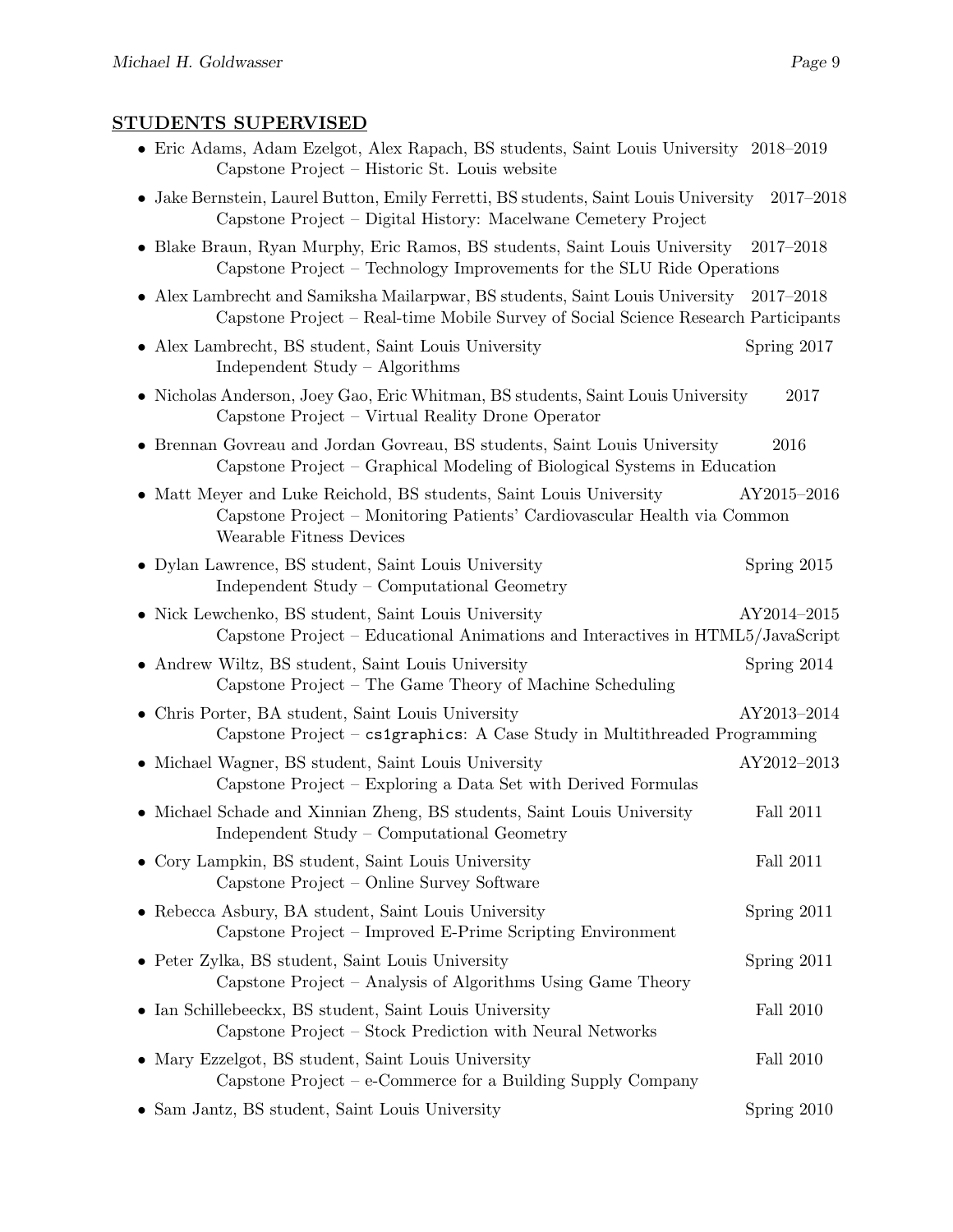## STUDENTS SUPERVISED

- Eric Adams, Adam Ezelgot, Alex Rapach, BS students, Saint Louis University 2018–2019
  Capstone Project – Historic St. Louis website
- Jake Bernstein, Laurel Button, Emily Ferretti, BS students, Saint Louis University 2017–2018
  Capstone Project – Digital History: Macelwane Cemetery Project
- Blake Braun, Ryan Murphy, Eric Ramos, BS students, Saint Louis University 2017–2018
  Capstone Project – Technology Improvements for the SLU Ride Operations
- Alex Lambrecht and Samiksha Mailarpwar, BS students, Saint Louis University 2017–2018
  Capstone Project – Real-time Mobile Survey of Social Science Research Participants
- Alex Lambrecht, BS student, Saint Louis University Spring 2017
  Independent Study – Algorithms
- Nicholas Anderson, Joey Gao, Eric Whitman, BS students, Saint Louis University 2017
  Capstone Project – Virtual Reality Drone Operator
- Brennan Govreau and Jordan Govreau, BS students, Saint Louis University 2016
  Capstone Project – Graphical Modeling of Biological Systems in Education
- Matt Meyer and Luke Reichold, BS students, Saint Louis University AY2015–2016
  Capstone Project – Monitoring Patients' Cardiovascular Health via Common Wearable Fitness Devices
- Dylan Lawrence, BS student, Saint Louis University Spring 2015
  Independent Study – Computational Geometry
- Nick Lewchenko, BS student, Saint Louis University AY2014–2015
  Capstone Project – Educational Animations and Interactives in HTML5/JavaScript
- Andrew Wiltz, BS student, Saint Louis University Spring 2014
  Capstone Project – The Game Theory of Machine Scheduling
- Chris Porter, BA student, Saint Louis University AY2013–2014
  Capstone Project – `cs1graphics`: A Case Study in Multithreaded Programming
- Michael Wagner, BS student, Saint Louis University AY2012–2013
  Capstone Project – Exploring a Data Set with Derived Formulas
- Michael Schade and Xinnian Zheng, BS students, Saint Louis University Fall 2011
  Independent Study – Computational Geometry
- Cory Lampkin, BS student, Saint Louis University Fall 2011
  Capstone Project – Online Survey Software
- Rebecca Asbury, BA student, Saint Louis University Spring 2011
  Capstone Project – Improved E-Prime Scripting Environment
- Peter Zylka, BS student, Saint Louis University Spring 2011
  Capstone Project – Analysis of Algorithms Using Game Theory
- Ian Schillebeeckx, BS student, Saint Louis University Fall 2010
  Capstone Project – Stock Prediction with Neural Networks
- Mary Ezzelgot, BS student, Saint Louis University Fall 2010
  Capstone Project – e-Commerce for a Building Supply Company
- Sam Jantz, BS student, Saint Louis University Spring 2010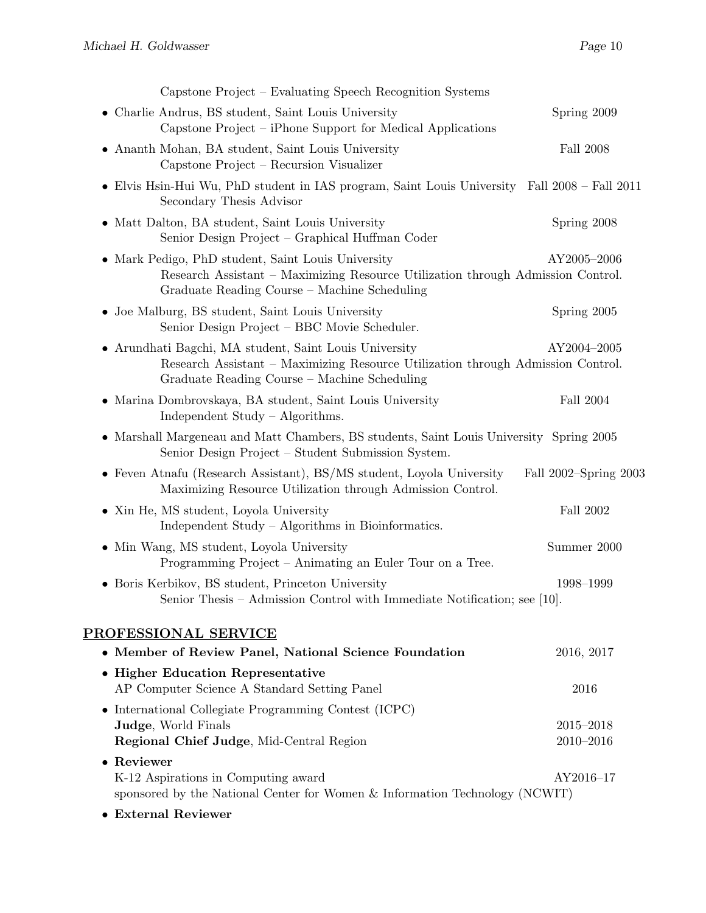Capstone Project – Evaluating Speech Recognition Systems

- Charlie Andrus, BS student, Saint Louis University — Spring 2009
  Capstone Project – iPhone Support for Medical Applications
- Ananth Mohan, BA student, Saint Louis University — Fall 2008
  Capstone Project – Recursion Visualizer
- Elvis Hsin-Hui Wu, PhD student in IAS program, Saint Louis University — Fall 2008 – Fall 2011
  Secondary Thesis Advisor
- Matt Dalton, BA student, Saint Louis University — Spring 2008
  Senior Design Project – Graphical Huffman Coder
- Mark Pedigo, PhD student, Saint Louis University — AY2005–2006
  Research Assistant – Maximizing Resource Utilization through Admission Control.
  Graduate Reading Course – Machine Scheduling
- Joe Malburg, BS student, Saint Louis University — Spring 2005
  Senior Design Project – BBC Movie Scheduler.
- Arundhati Bagchi, MA student, Saint Louis University — AY2004–2005
  Research Assistant – Maximizing Resource Utilization through Admission Control.
  Graduate Reading Course – Machine Scheduling
- Marina Dombrovskaya, BA student, Saint Louis University — Fall 2004
  Independent Study – Algorithms.
- Marshall Margeneau and Matt Chambers, BS students, Saint Louis University — Spring 2005
  Senior Design Project – Student Submission System.
- Feven Atnafu (Research Assistant), BS/MS student, Loyola University — Fall 2002–Spring 2003
  Maximizing Resource Utilization through Admission Control.
- Xin He, MS student, Loyola University — Fall 2002
  Independent Study – Algorithms in Bioinformatics.
- Min Wang, MS student, Loyola University — Summer 2000
  Programming Project – Animating an Euler Tour on a Tree.
- Boris Kerbikov, BS student, Princeton University — 1998–1999
  Senior Thesis – Admission Control with Immediate Notification; see [10].

## PROFESSIONAL SERVICE

- **Member of Review Panel, National Science Foundation** — 2016, 2017
- **Higher Education Representative**
  AP Computer Science A Standard Setting Panel — 2016
- International Collegiate Programming Contest (ICPC)
  **Judge**, World Finals — 2015–2018
  **Regional Chief Judge**, Mid-Central Region — 2010–2016
- **Reviewer**
  K-12 Aspirations in Computing award — AY2016–17
  sponsored by the National Center for Women & Information Technology (NCWIT)
- **External Reviewer**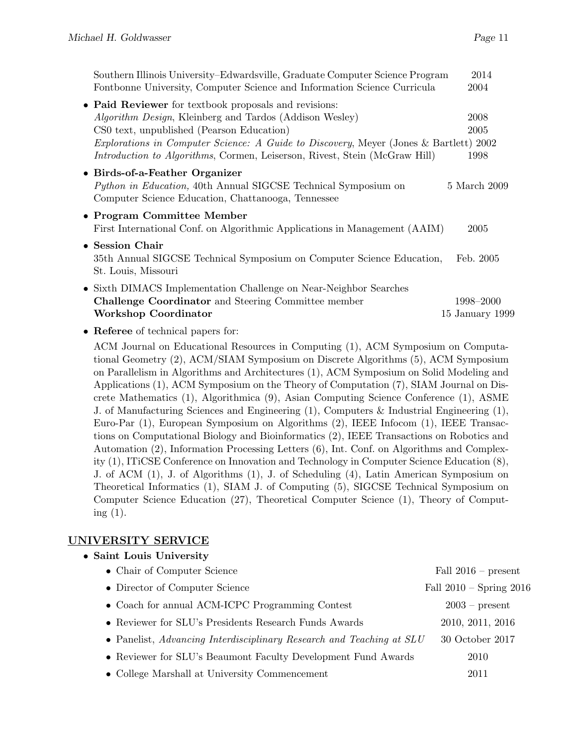Southern Illinois University–Edwardsville, Graduate Computer Science Program 2014
Fontbonne University, Computer Science and Information Science Curricula 2004

- **Paid Reviewer** for textbook proposals and revisions:
  *Algorithm Design*, Kleinberg and Tardos (Addison Wesley) 2008
  CS0 text, unpublished (Pearson Education) 2005
  *Explorations in Computer Science: A Guide to Discovery*, Meyer (Jones & Bartlett) 2002
  *Introduction to Algorithms*, Cormen, Leiserson, Rivest, Stein (McGraw Hill) 1998
- **Birds-of-a-Feather Organizer**
  *Python in Education,* 40th Annual SIGCSE Technical Symposium on Computer Science Education, Chattanooga, Tennessee 5 March 2009
- **Program Committee Member**
  First International Conf. on Algorithmic Applications in Management (AAIM) 2005
- **Session Chair**
  35th Annual SIGCSE Technical Symposium on Computer Science Education, St. Louis, Missouri Feb. 2005
- Sixth DIMACS Implementation Challenge on Near-Neighbor Searches
  **Challenge Coordinator** and Steering Committee member 1998–2000
  **Workshop Coordinator** 15 January 1999
- **Referee** of technical papers for:

  ACM Journal on Educational Resources in Computing (1), ACM Symposium on Computational Geometry (2), ACM/SIAM Symposium on Discrete Algorithms (5), ACM Symposium on Parallelism in Algorithms and Architectures (1), ACM Symposium on Solid Modeling and Applications (1), ACM Symposium on the Theory of Computation (7), SIAM Journal on Discrete Mathematics (1), Algorithmica (9), Asian Computing Science Conference (1), ASME J. of Manufacturing Sciences and Engineering (1), Computers & Industrial Engineering (1), Euro-Par (1), European Symposium on Algorithms (2), IEEE Infocom (1), IEEE Transactions on Computational Biology and Bioinformatics (2), IEEE Transactions on Robotics and Automation (2), Information Processing Letters (6), Int. Conf. on Algorithms and Complexity (1), ITiCSE Conference on Innovation and Technology in Computer Science Education (8), J. of ACM (1), J. of Algorithms (1), J. of Scheduling (4), Latin American Symposium on Theoretical Informatics (1), SIAM J. of Computing (5), SIGCSE Technical Symposium on Computer Science Education (27), Theoretical Computer Science (1), Theory of Computing (1).

## UNIVERSITY SERVICE

- **Saint Louis University**
  - Chair of Computer Science Fall 2016 – present
  - Director of Computer Science Fall 2010 – Spring 2016
  - Coach for annual ACM-ICPC Programming Contest 2003 – present
  - Reviewer for SLU's Presidents Research Funds Awards 2010, 2011, 2016
  - Panelist, *Advancing Interdisciplinary Research and Teaching at SLU* 30 October 2017
  - Reviewer for SLU's Beaumont Faculty Development Fund Awards 2010
  - College Marshall at University Commencement 2011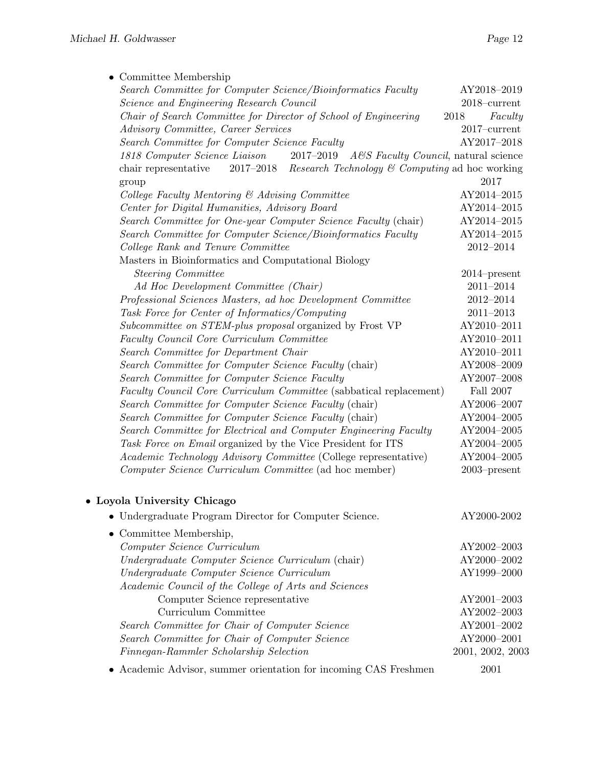- Committee Membership
  - *Search Committee for Computer Science/Bioinformatics Faculty* AY2018–2019
  - *Science and Engineering Research Council* 2018–current
  - *Chair of Search Committee for Director of School of Engineering* 2018
  - *Faculty Advisory Committee, Career Services* 2017–current
  - *Search Committee for Computer Science Faculty* AY2017–2018
  - *1818 Computer Science Liaison* 2017–2019
  - *A&S Faculty Council*, natural science chair representative 2017–2018
  - *Research Technology & Computing* ad hoc working group 2017
  - *College Faculty Mentoring & Advising Committee* AY2014–2015
  - *Center for Digital Humanities, Advisory Board* AY2014–2015
  - *Search Committee for One-year Computer Science Faculty* (chair) AY2014–2015
  - *Search Committee for Computer Science/Bioinformatics Faculty* AY2014–2015
  - *College Rank and Tenure Committee* 2012–2014
  - Masters in Bioinformatics and Computational Biology
    - *Steering Committee* 2014–present
    - *Ad Hoc Development Committee (Chair)* 2011–2014
  - *Professional Sciences Masters, ad hoc Development Committee* 2012–2014
  - *Task Force for Center of Informatics/Computing* 2011–2013
  - *Subcommittee on STEM-plus proposal* organized by Frost VP AY2010–2011
  - *Faculty Council Core Curriculum Committee* AY2010–2011
  - *Search Committee for Department Chair* AY2010–2011
  - *Search Committee for Computer Science Faculty* (chair) AY2008–2009
  - *Search Committee for Computer Science Faculty* AY2007–2008
  - *Faculty Council Core Curriculum Committee* (sabbatical replacement) Fall 2007
  - *Search Committee for Computer Science Faculty* (chair) AY2006–2007
  - *Search Committee for Computer Science Faculty* (chair) AY2004–2005
  - *Search Committee for Electrical and Computer Engineering Faculty* AY2004–2005
  - *Task Force on Email* organized by the Vice President for ITS AY2004–2005
  - *Academic Technology Advisory Committee* (College representative) AY2004–2005
  - *Computer Science Curriculum Committee* (ad hoc member) 2003–present

- **Loyola University Chicago**
  - Undergraduate Program Director for Computer Science. AY2000-2002
  - Committee Membership,
    - *Computer Science Curriculum* AY2002–2003
    - *Undergraduate Computer Science Curriculum* (chair) AY2000–2002
    - *Undergraduate Computer Science Curriculum* AY1999–2000
    - *Academic Council of the College of Arts and Sciences*
      - Computer Science representative AY2001–2003
      - Curriculum Committee AY2002–2003
    - *Search Committee for Chair of Computer Science* AY2001–2002
    - *Search Committee for Chair of Computer Science* AY2000–2001
    - *Finnegan-Rammler Scholarship Selection* 2001, 2002, 2003
  - Academic Advisor, summer orientation for incoming CAS Freshmen 2001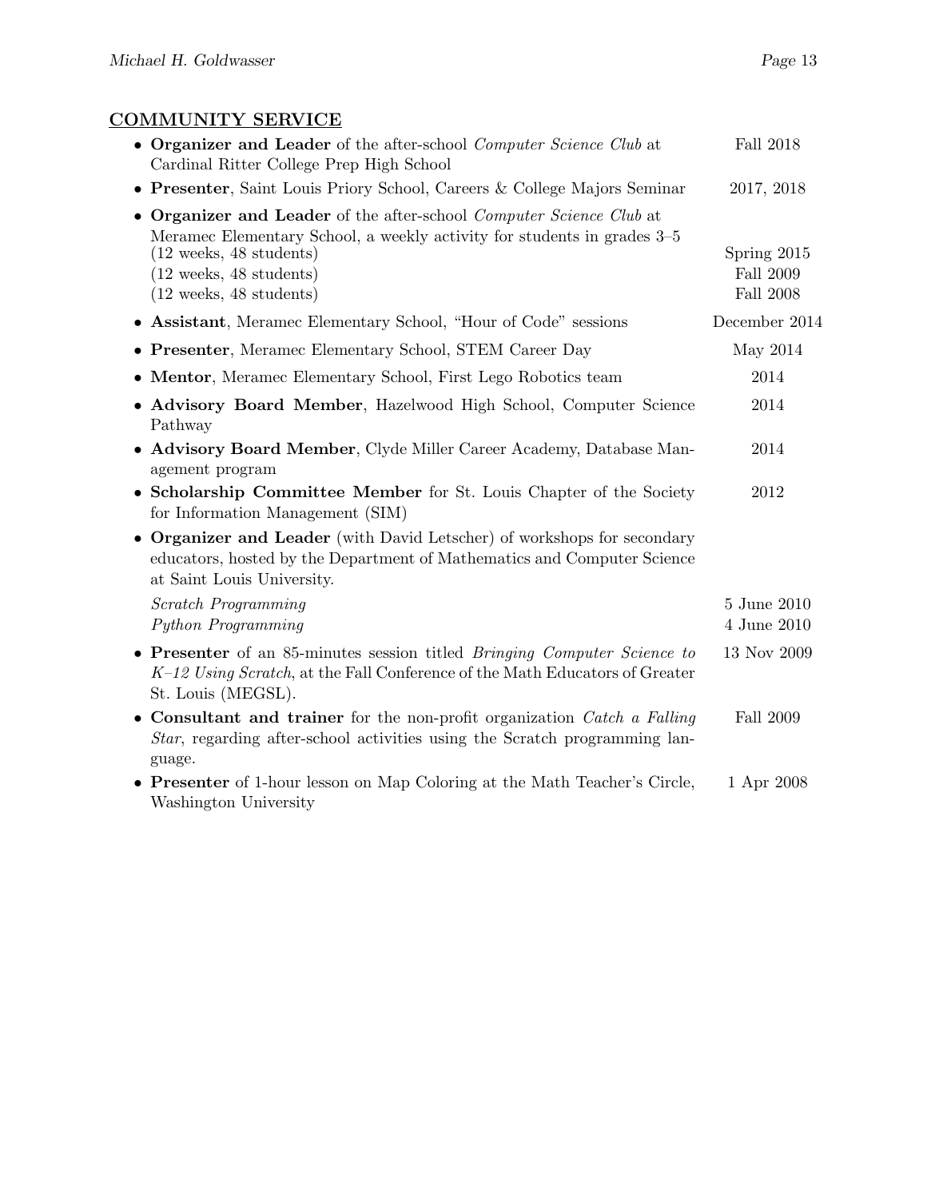## COMMUNITY SERVICE

- **Organizer and Leader** of the after-school *Computer Science Club* at Cardinal Ritter College Prep High School — Fall 2018
- **Presenter**, Saint Louis Priory School, Careers & College Majors Seminar — 2017, 2018
- **Organizer and Leader** of the after-school *Computer Science Club* at Meramec Elementary School, a weekly activity for students in grades 3–5
  - (12 weeks, 48 students) — Spring 2015
  - (12 weeks, 48 students) — Fall 2009
  - (12 weeks, 48 students) — Fall 2008
- **Assistant**, Meramec Elementary School, "Hour of Code" sessions — December 2014
- **Presenter**, Meramec Elementary School, STEM Career Day — May 2014
- **Mentor**, Meramec Elementary School, First Lego Robotics team — 2014
- **Advisory Board Member**, Hazelwood High School, Computer Science Pathway — 2014
- **Advisory Board Member**, Clyde Miller Career Academy, Database Management program — 2014
- **Scholarship Committee Member** for St. Louis Chapter of the Society for Information Management (SIM) — 2012
- **Organizer and Leader** (with David Letscher) of workshops for secondary educators, hosted by the Department of Mathematics and Computer Science at Saint Louis University.
  - *Scratch Programming* — 5 June 2010
  - *Python Programming* — 4 June 2010
- **Presenter** of an 85-minutes session titled *Bringing Computer Science to K–12 Using Scratch*, at the Fall Conference of the Math Educators of Greater St. Louis (MEGSL). — 13 Nov 2009
- **Consultant and trainer** for the non-profit organization *Catch a Falling Star*, regarding after-school activities using the Scratch programming language. — Fall 2009
- **Presenter** of 1-hour lesson on Map Coloring at the Math Teacher's Circle, Washington University — 1 Apr 2008